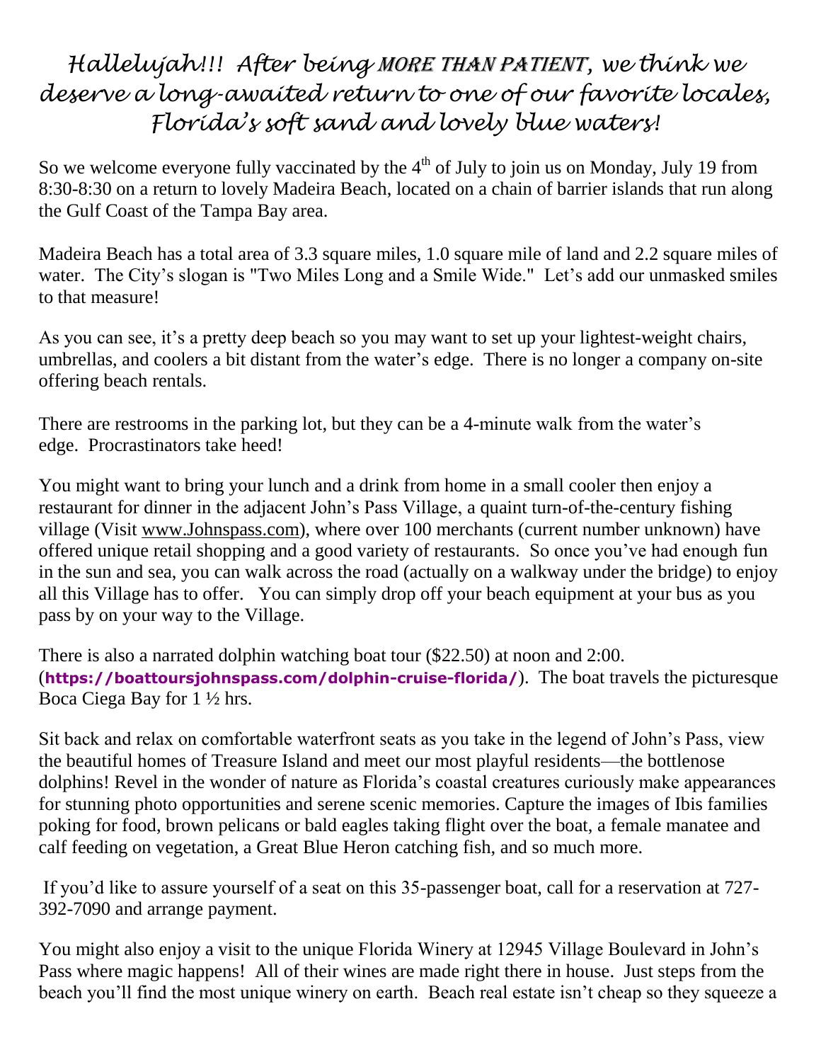# *Hallelujah!!! After being MORE THAN PATIENT, we think we deserve a long-awaited return to one of our favorite locales, Florida's soft sand and lovely blue waters!*

So we welcome everyone fully vaccinated by the 4th of July to join us on Monday, July 19 from 8:30-8:30 on a return to lovely Madeira Beach, located on a chain of barrier islands that run along the Gulf Coast of the Tampa Bay area.

Madeira Beach has a total area of 3.3 square miles, 1.0 square mile of land and 2.2 square miles of water. The City's slogan is "Two Miles Long and a Smile Wide." Let's add our unmasked smiles to that measure!

As you can see, it's a pretty deep beach so you may want to set up your lightest-weight chairs, umbrellas, and coolers a bit distant from the water's edge. There is no longer a company on-site offering beach rentals.

There are restrooms in the parking lot, but they can be a 4-minute walk from the water's edge. Procrastinators take heed!

You might want to bring your lunch and a drink from home in a small cooler then enjoy a restaurant for dinner in the adjacent John's Pass Village, a quaint turn-of-the-century fishing village (Visit www.Johnspass.com), where over 100 merchants (current number unknown) have offered unique retail shopping and a good variety of restaurants. So once you've had enough fun in the sun and sea, you can walk across the road (actually on a walkway under the bridge) to enjoy all this Village has to offer. You can simply drop off your beach equipment at your bus as you pass by on your way to the Village.

There is also a narrated dolphin watching boat tour ($22.50) at noon and 2:00. (**https://boattoursjohnspass.com/dolphin-cruise-florida/**). The boat travels the picturesque Boca Ciega Bay for 1 ½ hrs.

Sit back and relax on comfortable waterfront seats as you take in the legend of John's Pass, view the beautiful homes of Treasure Island and meet our most playful residents—the bottlenose dolphins! Revel in the wonder of nature as Florida's coastal creatures curiously make appearances for stunning photo opportunities and serene scenic memories. Capture the images of Ibis families poking for food, brown pelicans or bald eagles taking flight over the boat, a female manatee and calf feeding on vegetation, a Great Blue Heron catching fish, and so much more.

If you'd like to assure yourself of a seat on this 35-passenger boat, call for a reservation at 727-392-7090 and arrange payment.

You might also enjoy a visit to the unique Florida Winery at 12945 Village Boulevard in John's Pass where magic happens! All of their wines are made right there in house. Just steps from the beach you'll find the most unique winery on earth. Beach real estate isn't cheap so they squeeze a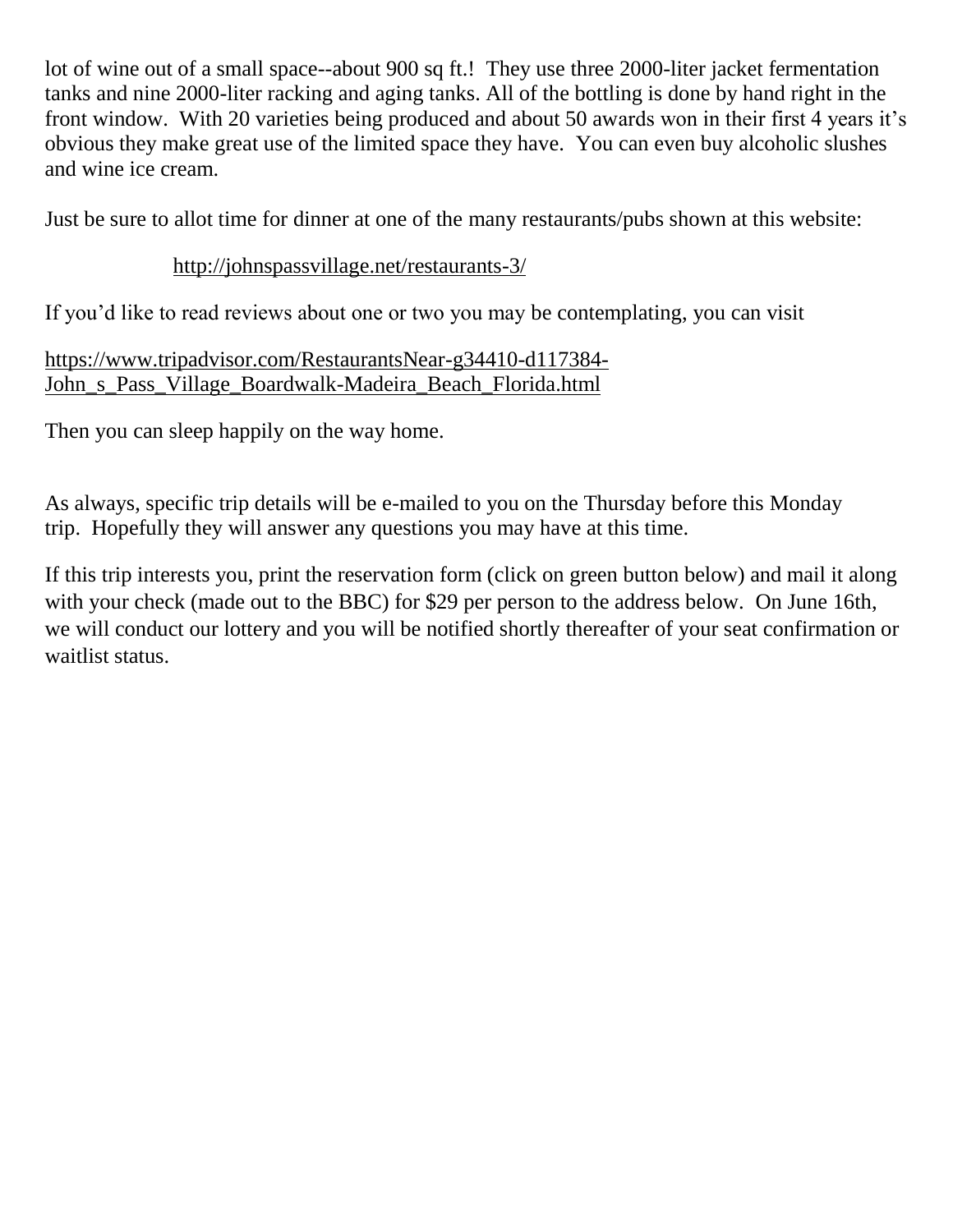lot of wine out of a small space--about 900 sq ft.! They use three 2000-liter jacket fermentation tanks and nine 2000-liter racking and aging tanks. All of the bottling is done by hand right in the front window. With 20 varieties being produced and about 50 awards won in their first 4 years it's obvious they make great use of the limited space they have. You can even buy alcoholic slushes and wine ice cream.

Just be sure to allot time for dinner at one of the many restaurants/pubs shown at this website:

http://johnspassvillage.net/restaurants-3/

If you'd like to read reviews about one or two you may be contemplating, you can visit

https://www.tripadvisor.com/RestaurantsNear-g34410-d117384-John_s_Pass_Village_Boardwalk-Madeira_Beach_Florida.html

Then you can sleep happily on the way home.

As always, specific trip details will be e-mailed to you on the Thursday before this Monday trip. Hopefully they will answer any questions you may have at this time.

If this trip interests you, print the reservation form (click on green button below) and mail it along with your check (made out to the BBC) for $29 per person to the address below. On June 16th, we will conduct our lottery and you will be notified shortly thereafter of your seat confirmation or waitlist status.